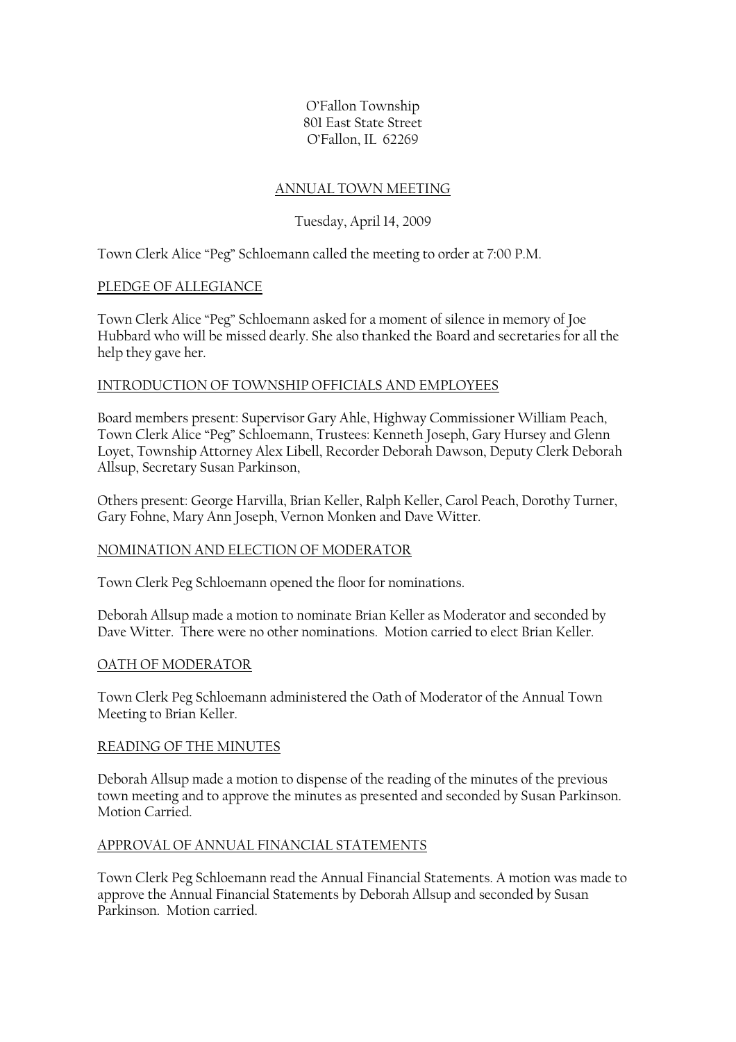O'Fallon Township
801 East State Street
O'Fallon, IL 62269

# ANNUAL TOWN MEETING

Tuesday, April 14, 2009

Town Clerk Alice "Peg" Schloemann called the meeting to order at 7:00 P.M.

## PLEDGE OF ALLEGIANCE

Town Clerk Alice "Peg" Schloemann asked for a moment of silence in memory of Joe Hubbard who will be missed dearly. She also thanked the Board and secretaries for all the help they gave her.

## INTRODUCTION OF TOWNSHIP OFFICIALS AND EMPLOYEES

Board members present: Supervisor Gary Ahle, Highway Commissioner William Peach, Town Clerk Alice "Peg" Schloemann, Trustees: Kenneth Joseph, Gary Hursey and Glenn Loyet, Township Attorney Alex Libell, Recorder Deborah Dawson, Deputy Clerk Deborah Allsup, Secretary Susan Parkinson,

Others present: George Harvilla, Brian Keller, Ralph Keller, Carol Peach, Dorothy Turner, Gary Fohne, Mary Ann Joseph, Vernon Monken and Dave Witter.

## NOMINATION AND ELECTION OF MODERATOR

Town Clerk Peg Schloemann opened the floor for nominations.

Deborah Allsup made a motion to nominate Brian Keller as Moderator and seconded by Dave Witter. There were no other nominations. Motion carried to elect Brian Keller.

## OATH OF MODERATOR

Town Clerk Peg Schloemann administered the Oath of Moderator of the Annual Town Meeting to Brian Keller.

## READING OF THE MINUTES

Deborah Allsup made a motion to dispense of the reading of the minutes of the previous town meeting and to approve the minutes as presented and seconded by Susan Parkinson. Motion Carried.

## APPROVAL OF ANNUAL FINANCIAL STATEMENTS

Town Clerk Peg Schloemann read the Annual Financial Statements. A motion was made to approve the Annual Financial Statements by Deborah Allsup and seconded by Susan Parkinson. Motion carried.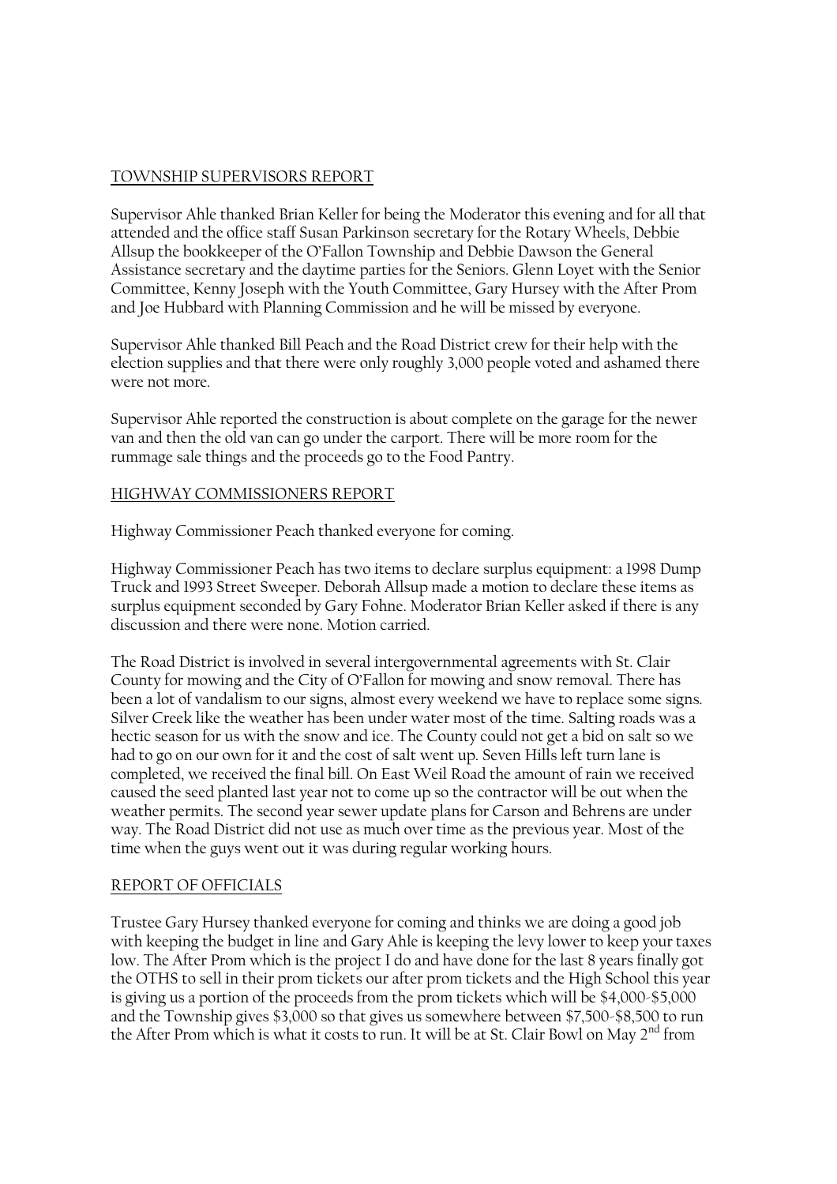TOWNSHIP SUPERVISORS REPORT

Supervisor Ahle thanked Brian Keller for being the Moderator this evening and for all that attended and the office staff Susan Parkinson secretary for the Rotary Wheels, Debbie Allsup the bookkeeper of the O'Fallon Township and Debbie Dawson the General Assistance secretary and the daytime parties for the Seniors. Glenn Loyet with the Senior Committee, Kenny Joseph with the Youth Committee, Gary Hursey with the After Prom and Joe Hubbard with Planning Commission and he will be missed by everyone.

Supervisor Ahle thanked Bill Peach and the Road District crew for their help with the election supplies and that there were only roughly 3,000 people voted and ashamed there were not more.

Supervisor Ahle reported the construction is about complete on the garage for the newer van and then the old van can go under the carport. There will be more room for the rummage sale things and the proceeds go to the Food Pantry.

HIGHWAY COMMISSIONERS REPORT

Highway Commissioner Peach thanked everyone for coming.

Highway Commissioner Peach has two items to declare surplus equipment: a 1998 Dump Truck and 1993 Street Sweeper. Deborah Allsup made a motion to declare these items as surplus equipment seconded by Gary Fohne. Moderator Brian Keller asked if there is any discussion and there were none. Motion carried.

The Road District is involved in several intergovernmental agreements with St. Clair County for mowing and the City of O'Fallon for mowing and snow removal. There has been a lot of vandalism to our signs, almost every weekend we have to replace some signs. Silver Creek like the weather has been under water most of the time. Salting roads was a hectic season for us with the snow and ice. The County could not get a bid on salt so we had to go on our own for it and the cost of salt went up. Seven Hills left turn lane is completed, we received the final bill. On East Weil Road the amount of rain we received caused the seed planted last year not to come up so the contractor will be out when the weather permits. The second year sewer update plans for Carson and Behrens are under way. The Road District did not use as much over time as the previous year. Most of the time when the guys went out it was during regular working hours.

REPORT OF OFFICIALS

Trustee Gary Hursey thanked everyone for coming and thinks we are doing a good job with keeping the budget in line and Gary Ahle is keeping the levy lower to keep your taxes low. The After Prom which is the project I do and have done for the last 8 years finally got the OTHS to sell in their prom tickets our after prom tickets and the High School this year is giving us a portion of the proceeds from the prom tickets which will be $4,000-$5,000 and the Township gives $3,000 so that gives us somewhere between $7,500-$8,500 to run the After Prom which is what it costs to run. It will be at St. Clair Bowl on May 2nd from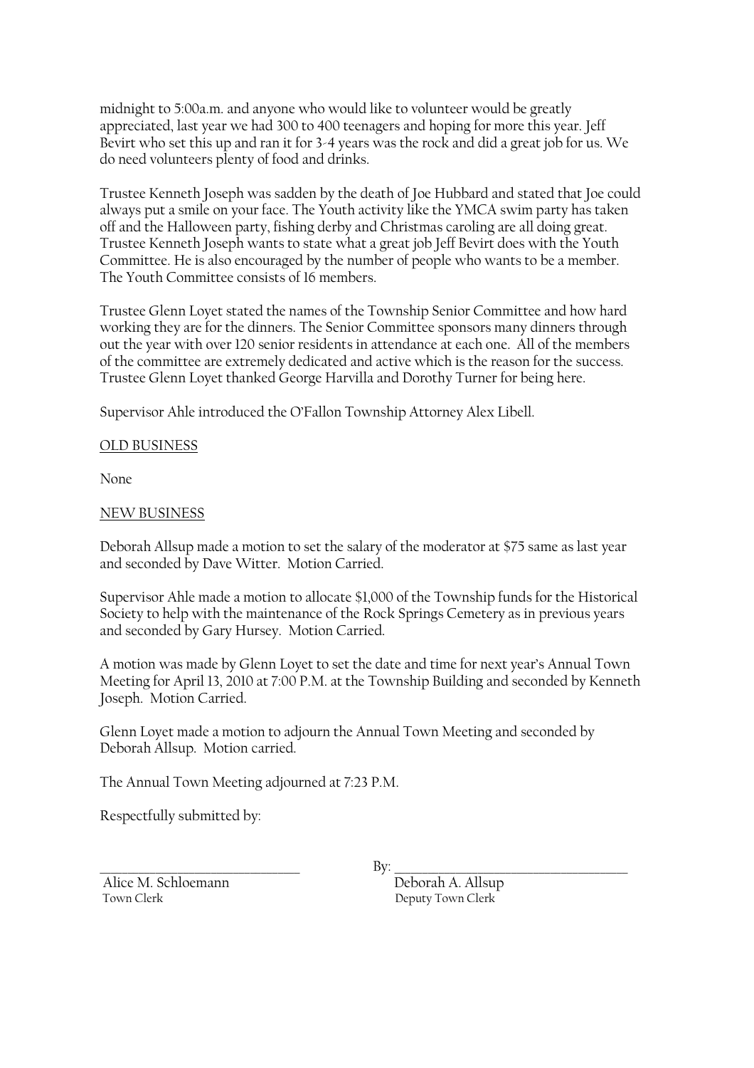midnight to 5:00a.m. and anyone who would like to volunteer would be greatly appreciated, last year we had 300 to 400 teenagers and hoping for more this year. Jeff Bevirt who set this up and ran it for 3-4 years was the rock and did a great job for us. We do need volunteers plenty of food and drinks.

Trustee Kenneth Joseph was sadden by the death of Joe Hubbard and stated that Joe could always put a smile on your face. The Youth activity like the YMCA swim party has taken off and the Halloween party, fishing derby and Christmas caroling are all doing great. Trustee Kenneth Joseph wants to state what a great job Jeff Bevirt does with the Youth Committee. He is also encouraged by the number of people who wants to be a member. The Youth Committee consists of 16 members.

Trustee Glenn Loyet stated the names of the Township Senior Committee and how hard working they are for the dinners. The Senior Committee sponsors many dinners through out the year with over 120 senior residents in attendance at each one. All of the members of the committee are extremely dedicated and active which is the reason for the success. Trustee Glenn Loyet thanked George Harvilla and Dorothy Turner for being here.

Supervisor Ahle introduced the O'Fallon Township Attorney Alex Libell.

OLD BUSINESS

None

NEW BUSINESS

Deborah Allsup made a motion to set the salary of the moderator at $75 same as last year and seconded by Dave Witter. Motion Carried.

Supervisor Ahle made a motion to allocate $1,000 of the Township funds for the Historical Society to help with the maintenance of the Rock Springs Cemetery as in previous years and seconded by Gary Hursey. Motion Carried.

A motion was made by Glenn Loyet to set the date and time for next year's Annual Town Meeting for April 13, 2010 at 7:00 P.M. at the Township Building and seconded by Kenneth Joseph. Motion Carried.

Glenn Loyet made a motion to adjourn the Annual Town Meeting and seconded by Deborah Allsup. Motion carried.

The Annual Town Meeting adjourned at 7:23 P.M.

Respectfully submitted by:

______________________________ By: ______________________________

Alice M. Schloemann
Town Clerk

Deborah A. Allsup
Deputy Town Clerk